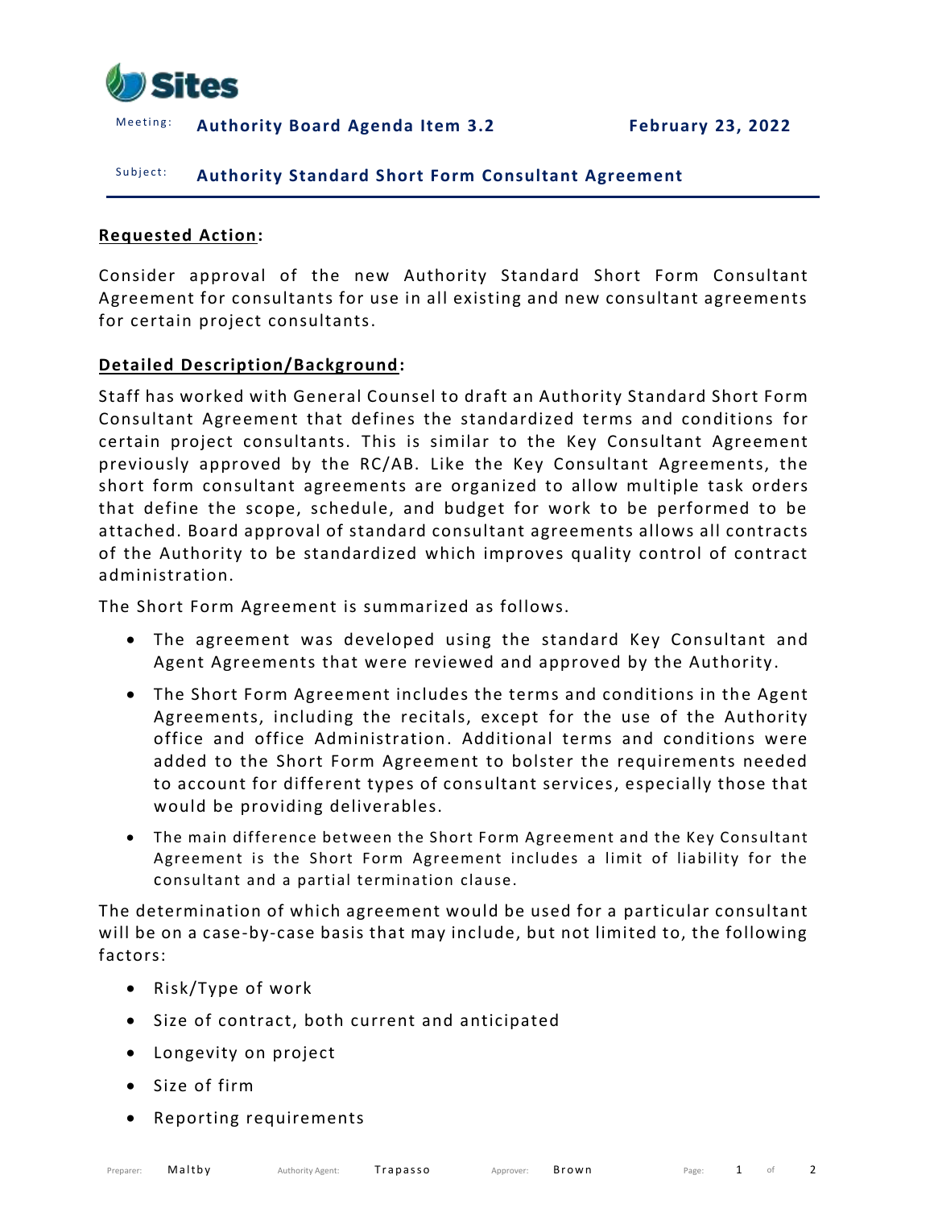Sites

Meeting: **Authority Board Agenda Item 3.2** **February 23, 2022**

Subject: **Authority Standard Short Form Consultant Agreement**

**Requested Action:**

Consider approval of the new Authority Standard Short Form Consultant Agreement for consultants for use in all existing and new consultant agreements for certain project consultants.

**Detailed Description/Background:**

Staff has worked with General Counsel to draft an Authority Standard Short Form Consultant Agreement that defines the standardized terms and conditions for certain project consultants. This is similar to the Key Consultant Agreement previously approved by the RC/AB. Like the Key Consultant Agreements, the short form consultant agreements are organized to allow multiple task orders that define the scope, schedule, and budget for work to be performed to be attached. Board approval of standard consultant agreements allows all contracts of the Authority to be standardized which improves quality control of contract administration.

The Short Form Agreement is summarized as follows.

- The agreement was developed using the standard Key Consultant and Agent Agreements that were reviewed and approved by the Authority.
- The Short Form Agreement includes the terms and conditions in the Agent Agreements, including the recitals, except for the use of the Authority office and office Administration. Additional terms and conditions were added to the Short Form Agreement to bolster the requirements needed to account for different types of consultant services, especially those that would be providing deliverables.
- The main difference between the Short Form Agreement and the Key Consultant Agreement is the Short Form Agreement includes a limit of liability for the consultant and a partial termination clause.

The determination of which agreement would be used for a particular consultant will be on a case-by-case basis that may include, but not limited to, the following factors:

- Risk/Type of work
- Size of contract, both current and anticipated
- Longevity on project
- Size of firm
- Reporting requirements

Preparer: Maltby Authority Agent: Trapasso Approver: Brown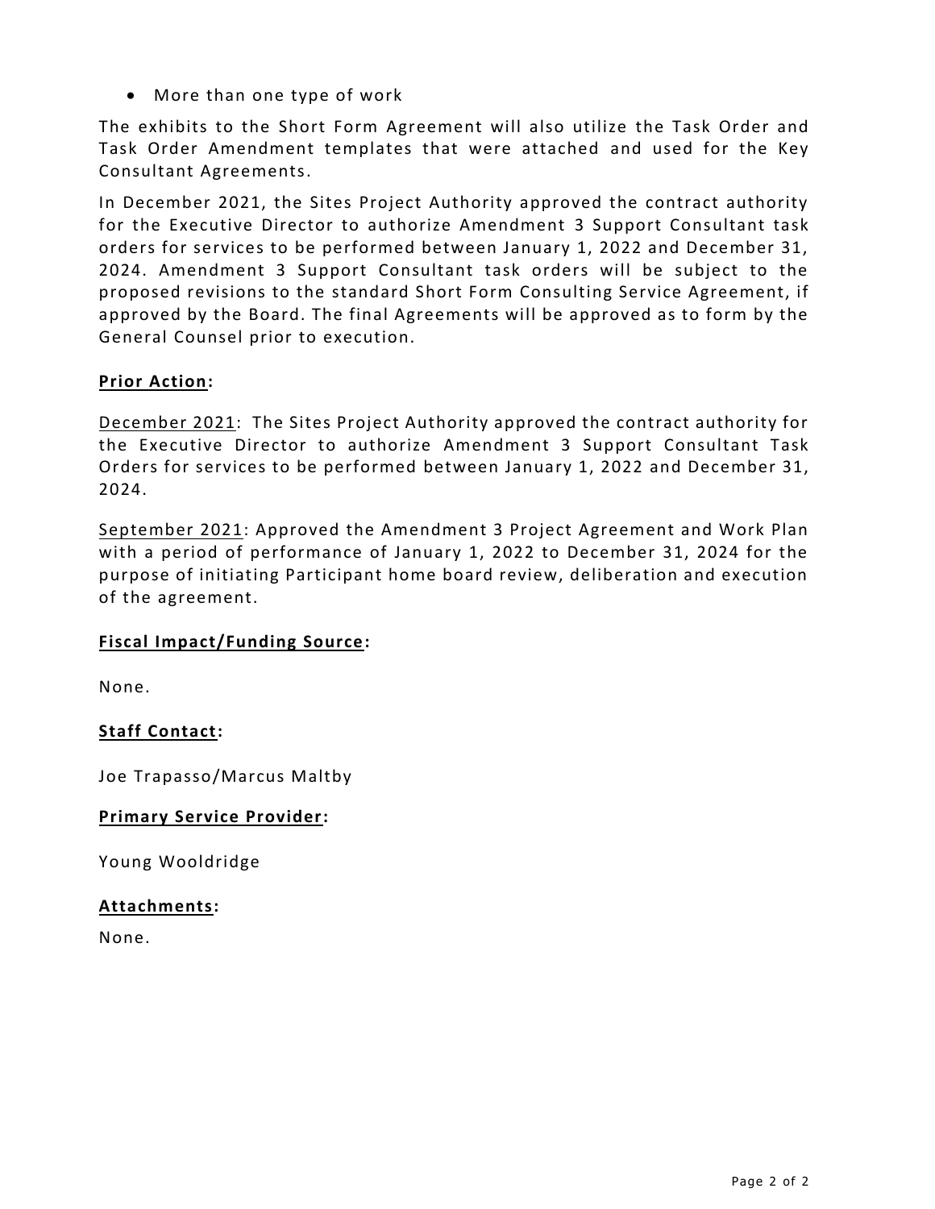- More than one type of work

The exhibits to the Short Form Agreement will also utilize the Task Order and Task Order Amendment templates that were attached and used for the Key Consultant Agreements.

In December 2021, the Sites Project Authority approved the contract authority for the Executive Director to authorize Amendment 3 Support Consultant task orders for services to be performed between January 1, 2022 and December 31, 2024. Amendment 3 Support Consultant task orders will be subject to the proposed revisions to the standard Short Form Consulting Service Agreement, if approved by the Board. The final Agreements will be approved as to form by the General Counsel prior to execution.

**Prior Action:**

December 2021: The Sites Project Authority approved the contract authority for the Executive Director to authorize Amendment 3 Support Consultant Task Orders for services to be performed between January 1, 2022 and December 31, 2024.

September 2021: Approved the Amendment 3 Project Agreement and Work Plan with a period of performance of January 1, 2022 to December 31, 2024 for the purpose of initiating Participant home board review, deliberation and execution of the agreement.

**Fiscal Impact/Funding Source:**

None.

**Staff Contact:**

Joe Trapasso/Marcus Maltby

**Primary Service Provider:**

Young Wooldridge

**Attachments:**

None.